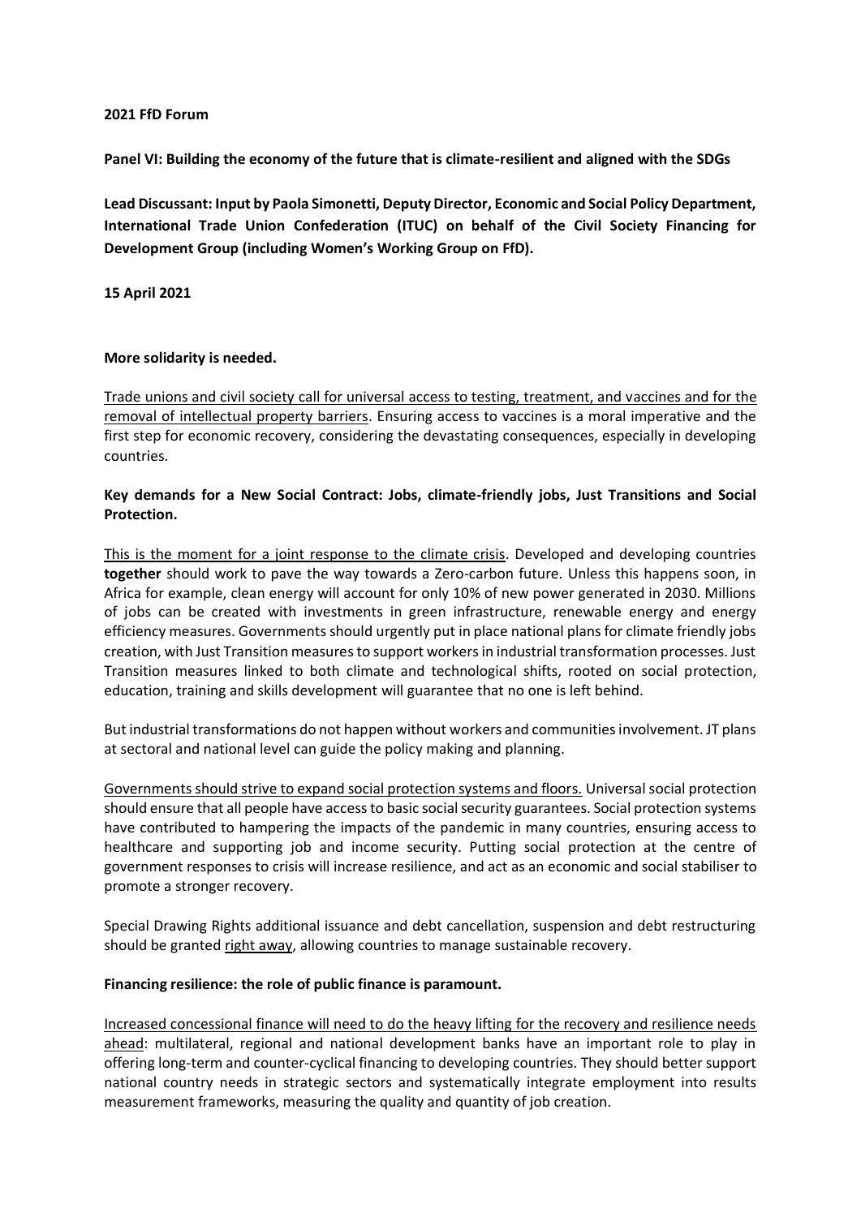**2021 FfD Forum**

**Panel VI: Building the economy of the future that is climate-resilient and aligned with the SDGs**

**Lead Discussant: Input by Paola Simonetti, Deputy Director, Economic and Social Policy Department, International Trade Union Confederation (ITUC) on behalf of the Civil Society Financing for Development Group (including Women's Working Group on FfD).**

**15 April 2021**

**More solidarity is needed.**

Trade unions and civil society call for universal access to testing, treatment, and vaccines and for the removal of intellectual property barriers. Ensuring access to vaccines is a moral imperative and the first step for economic recovery, considering the devastating consequences, especially in developing countries.

**Key demands for a New Social Contract: Jobs, climate-friendly jobs, Just Transitions and Social Protection.**

This is the moment for a joint response to the climate crisis. Developed and developing countries **together** should work to pave the way towards a Zero-carbon future. Unless this happens soon, in Africa for example, clean energy will account for only 10% of new power generated in 2030. Millions of jobs can be created with investments in green infrastructure, renewable energy and energy efficiency measures. Governments should urgently put in place national plans for climate friendly jobs creation, with Just Transition measures to support workers in industrial transformation processes. Just Transition measures linked to both climate and technological shifts, rooted on social protection, education, training and skills development will guarantee that no one is left behind.

But industrial transformations do not happen without workers and communities involvement. JT plans at sectoral and national level can guide the policy making and planning.

Governments should strive to expand social protection systems and floors. Universal social protection should ensure that all people have access to basic social security guarantees. Social protection systems have contributed to hampering the impacts of the pandemic in many countries, ensuring access to healthcare and supporting job and income security. Putting social protection at the centre of government responses to crisis will increase resilience, and act as an economic and social stabiliser to promote a stronger recovery.

Special Drawing Rights additional issuance and debt cancellation, suspension and debt restructuring should be granted right away, allowing countries to manage sustainable recovery.

**Financing resilience: the role of public finance is paramount.**

Increased concessional finance will need to do the heavy lifting for the recovery and resilience needs ahead: multilateral, regional and national development banks have an important role to play in offering long-term and counter-cyclical financing to developing countries. They should better support national country needs in strategic sectors and systematically integrate employment into results measurement frameworks, measuring the quality and quantity of job creation.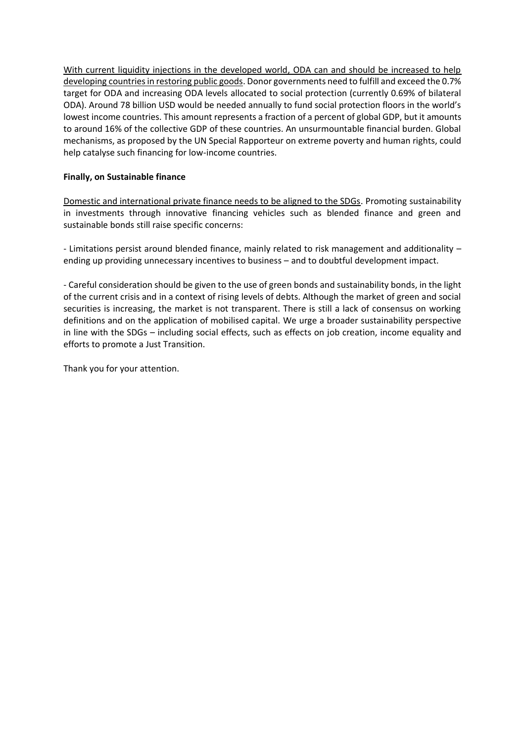<u>With current liquidity injections in the developed world, ODA can and should be increased to help developing countries in restoring public goods</u>. Donor governments need to fulfill and exceed the 0.7% target for ODA and increasing ODA levels allocated to social protection (currently 0.69% of bilateral ODA). Around 78 billion USD would be needed annually to fund social protection floors in the world's lowest income countries. This amount represents a fraction of a percent of global GDP, but it amounts to around 16% of the collective GDP of these countries. An unsurmountable financial burden. Global mechanisms, as proposed by the UN Special Rapporteur on extreme poverty and human rights, could help catalyse such financing for low-income countries.

**Finally, on Sustainable finance**

<u>Domestic and international private finance needs to be aligned to the SDGs</u>. Promoting sustainability in investments through innovative financing vehicles such as blended finance and green and sustainable bonds still raise specific concerns:

- Limitations persist around blended finance, mainly related to risk management and additionality – ending up providing unnecessary incentives to business – and to doubtful development impact.

- Careful consideration should be given to the use of green bonds and sustainability bonds, in the light of the current crisis and in a context of rising levels of debts. Although the market of green and social securities is increasing, the market is not transparent. There is still a lack of consensus on working definitions and on the application of mobilised capital. We urge a broader sustainability perspective in line with the SDGs – including social effects, such as effects on job creation, income equality and efforts to promote a Just Transition.

Thank you for your attention.